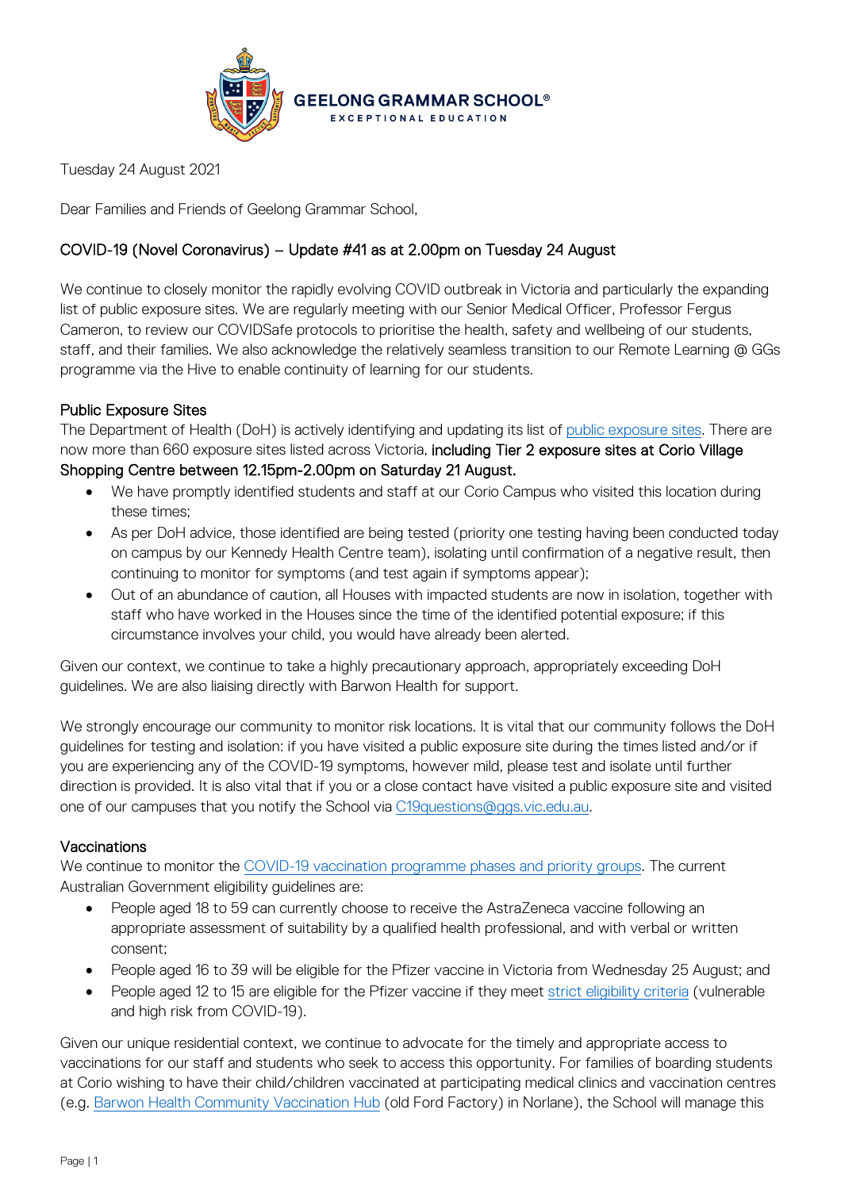GEELONG GRAMMAR SCHOOL®
EXCEPTIONAL EDUCATION

Tuesday 24 August 2021

Dear Families and Friends of Geelong Grammar School,

COVID-19 (Novel Coronavirus) – Update #41 as at 2.00pm on Tuesday 24 August

We continue to closely monitor the rapidly evolving COVID outbreak in Victoria and particularly the expanding list of public exposure sites. We are regularly meeting with our Senior Medical Officer, Professor Fergus Cameron, to review our COVIDSafe protocols to prioritise the health, safety and wellbeing of our students, staff, and their families. We also acknowledge the relatively seamless transition to our Remote Learning @ GGs programme via the Hive to enable continuity of learning for our students.

## Public Exposure Sites

The Department of Health (DoH) is actively identifying and updating its list of public exposure sites. There are now more than 660 exposure sites listed across Victoria, **including Tier 2 exposure sites at Corio Village Shopping Centre between 12.15pm-2.00pm on Saturday 21 August.**

- We have promptly identified students and staff at our Corio Campus who visited this location during these times;
- As per DoH advice, those identified are being tested (priority one testing having been conducted today on campus by our Kennedy Health Centre team), isolating until confirmation of a negative result, then continuing to monitor for symptoms (and test again if symptoms appear);
- Out of an abundance of caution, all Houses with impacted students are now in isolation, together with staff who have worked in the Houses since the time of the identified potential exposure; if this circumstance involves your child, you would have already been alerted.

Given our context, we continue to take a highly precautionary approach, appropriately exceeding DoH guidelines. We are also liaising directly with Barwon Health for support.

We strongly encourage our community to monitor risk locations. It is vital that our community follows the DoH guidelines for testing and isolation: if you have visited a public exposure site during the times listed and/or if you are experiencing any of the COVID-19 symptoms, however mild, please test and isolate until further direction is provided. It is also vital that if you or a close contact have visited a public exposure site and visited one of our campuses that you notify the School via C19questions@ggs.vic.edu.au.

## Vaccinations

We continue to monitor the COVID-19 vaccination programme phases and priority groups. The current Australian Government eligibility guidelines are:

- People aged 18 to 59 can currently choose to receive the AstraZeneca vaccine following an appropriate assessment of suitability by a qualified health professional, and with verbal or written consent;
- People aged 16 to 39 will be eligible for the Pfizer vaccine in Victoria from Wednesday 25 August; and
- People aged 12 to 15 are eligible for the Pfizer vaccine if they meet strict eligibility criteria (vulnerable and high risk from COVID-19).

Given our unique residential context, we continue to advocate for the timely and appropriate access to vaccinations for our staff and students who seek to access this opportunity. For families of boarding students at Corio wishing to have their child/children vaccinated at participating medical clinics and vaccination centres (e.g. Barwon Health Community Vaccination Hub (old Ford Factory) in Norlane), the School will manage this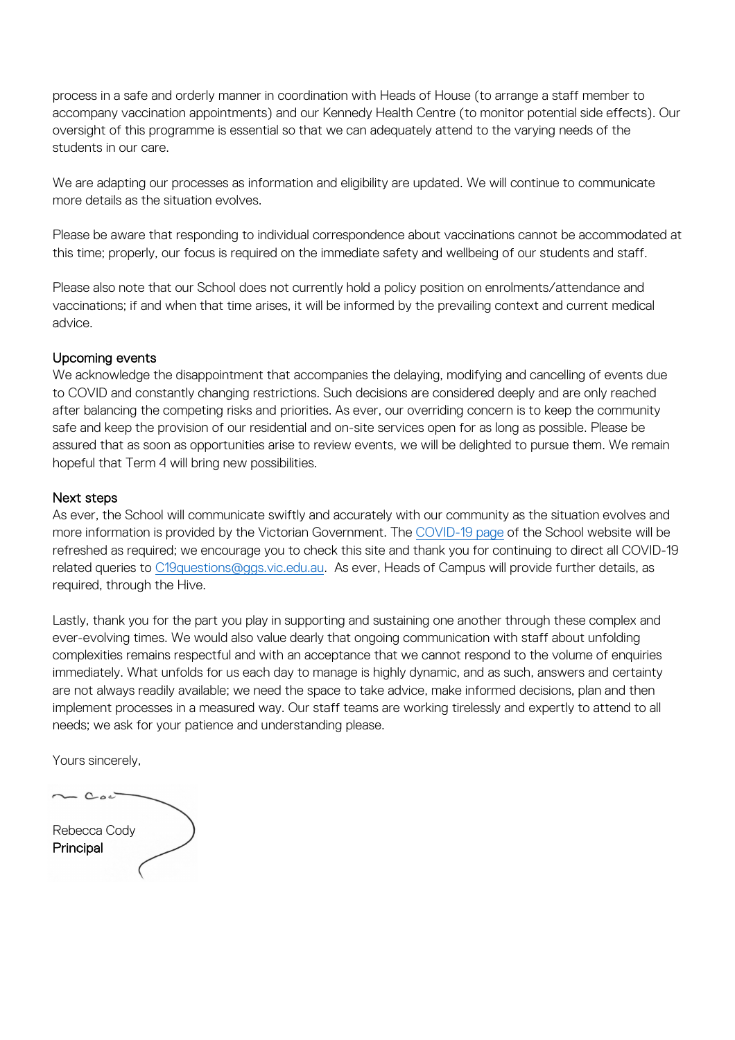process in a safe and orderly manner in coordination with Heads of House (to arrange a staff member to accompany vaccination appointments) and our Kennedy Health Centre (to monitor potential side effects). Our oversight of this programme is essential so that we can adequately attend to the varying needs of the students in our care.

We are adapting our processes as information and eligibility are updated. We will continue to communicate more details as the situation evolves.

Please be aware that responding to individual correspondence about vaccinations cannot be accommodated at this time; properly, our focus is required on the immediate safety and wellbeing of our students and staff.

Please also note that our School does not currently hold a policy position on enrolments/attendance and vaccinations; if and when that time arises, it will be informed by the prevailing context and current medical advice.

### Upcoming events

We acknowledge the disappointment that accompanies the delaying, modifying and cancelling of events due to COVID and constantly changing restrictions. Such decisions are considered deeply and are only reached after balancing the competing risks and priorities. As ever, our overriding concern is to keep the community safe and keep the provision of our residential and on-site services open for as long as possible. Please be assured that as soon as opportunities arise to review events, we will be delighted to pursue them. We remain hopeful that Term 4 will bring new possibilities.

### Next steps

As ever, the School will communicate swiftly and accurately with our community as the situation evolves and more information is provided by the Victorian Government. The COVID-19 page of the School website will be refreshed as required; we encourage you to check this site and thank you for continuing to direct all COVID-19 related queries to C19questions@ggs.vic.edu.au. As ever, Heads of Campus will provide further details, as required, through the Hive.

Lastly, thank you for the part you play in supporting and sustaining one another through these complex and ever-evolving times. We would also value dearly that ongoing communication with staff about unfolding complexities remains respectful and with an acceptance that we cannot respond to the volume of enquiries immediately. What unfolds for us each day to manage is highly dynamic, and as such, answers and certainty are not always readily available; we need the space to take advice, make informed decisions, plan and then implement processes in a measured way. Our staff teams are working tirelessly and expertly to attend to all needs; we ask for your patience and understanding please.

Yours sincerely,

Rebecca Cody
**Principal**